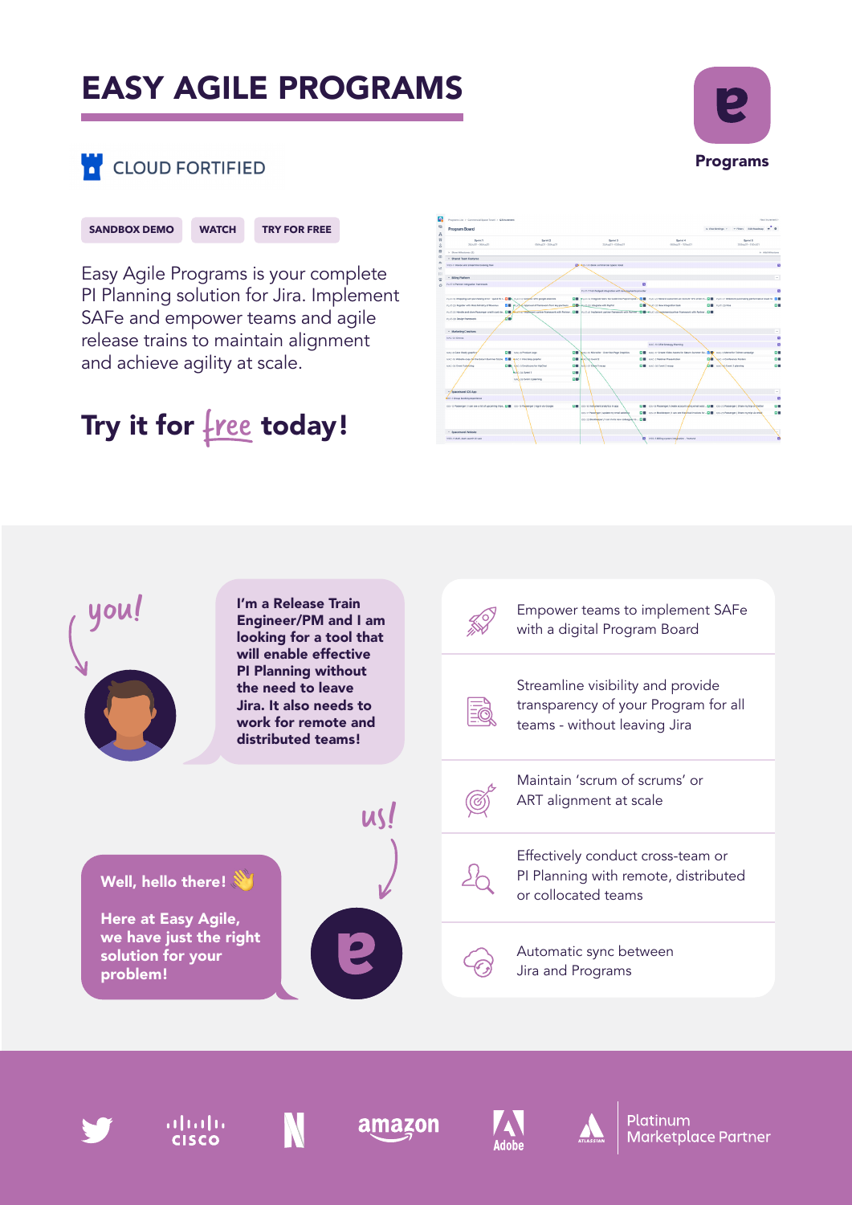# EASY AGILE PROGRAMS

Programs

CLOUD FORTIFIED

SANDBOX DEMO | WATCH | TRY FOR FREE

Easy Agile Programs is your complete PI Planning solution for Jira. Implement SAFe and empower teams and agile release trains to maintain alignment and achieve agility at scale.

**Try it for free today!**

you!

**I'm a Release Train Engineer/PM and I am looking for a tool that will enable effective PI Planning without the need to leave Jira. It also needs to work for remote and distributed teams!**

us!

**Well, hello there! 👋**

**Here at Easy Agile, we have just the right solution for your problem!**

- Empower teams to implement SAFe with a digital Program Board
- Streamline visibility and provide transparency of your Program for all teams - without leaving Jira
- Maintain 'scrum of scrums' or ART alignment at scale
- Effectively conduct cross-team or PI Planning with remote, distributed or collocated teams
- Automatic sync between Jira and Programs

Platinum Marketplace Partner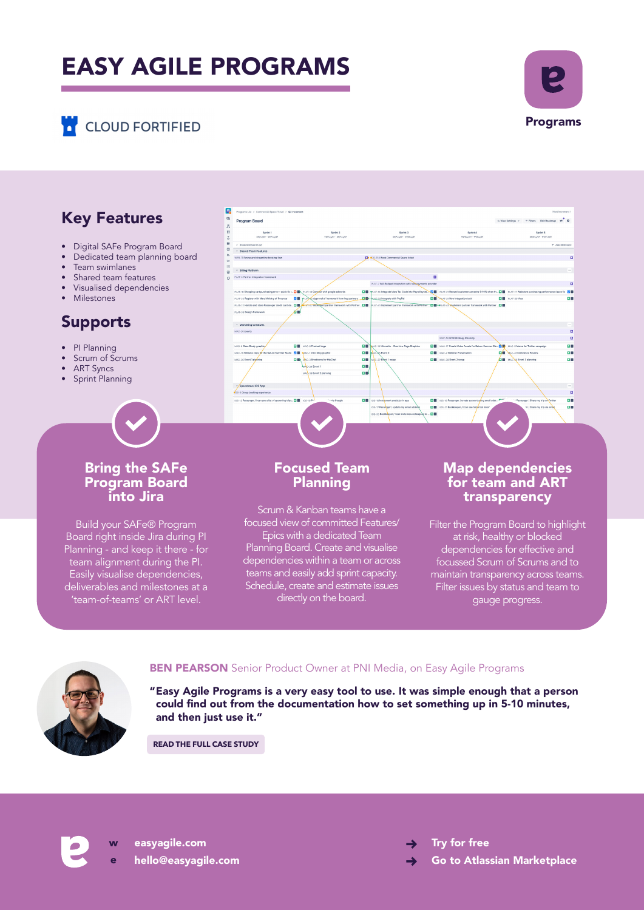# EASY AGILE PROGRAMS

CLOUD FORTIFIED

Programs

## Key Features

- Digital SAFe Program Board
- Dedicated team planning board
- Team swimlanes
- Shared team features
- Visualised dependencies
- Milestones

## Supports

- PI Planning
- Scrum of Scrums
- ART Syncs
- Sprint Planning

### Bring the SAFe Program Board into Jira

Build your SAFe® Program Board right inside Jira during PI Planning - and keep it there - for team alignment during the PI. Easily visualise dependencies, deliverables and milestones at a 'team-of-teams' or ART level.

### Focused Team Planning

Scrum & Kanban teams have a focused view of committed Features/ Epics with a dedicated Team Planning Board. Create and visualise dependencies within a team or across teams and easily add sprint capacity. Schedule, create and estimate issues directly on the board.

### Map dependencies for team and ART transparency

Filter the Program Board to highlight at risk, healthy or blocked dependencies for effective and focussed Scrum of Scrums and to maintain transparency across teams. Filter issues by status and team to gauge progress.

**BEN PEARSON** Senior Product Owner at PNI Media, on Easy Agile Programs

**"Easy Agile Programs is a very easy tool to use. It was simple enough that a person could find out from the documentation how to set something up in 5-10 minutes, and then just use it."**

**READ THE FULL CASE STUDY**

**w** easyagile.com
**e** hello@easyagile.com

→ Try for free
→ Go to Atlassian Marketplace